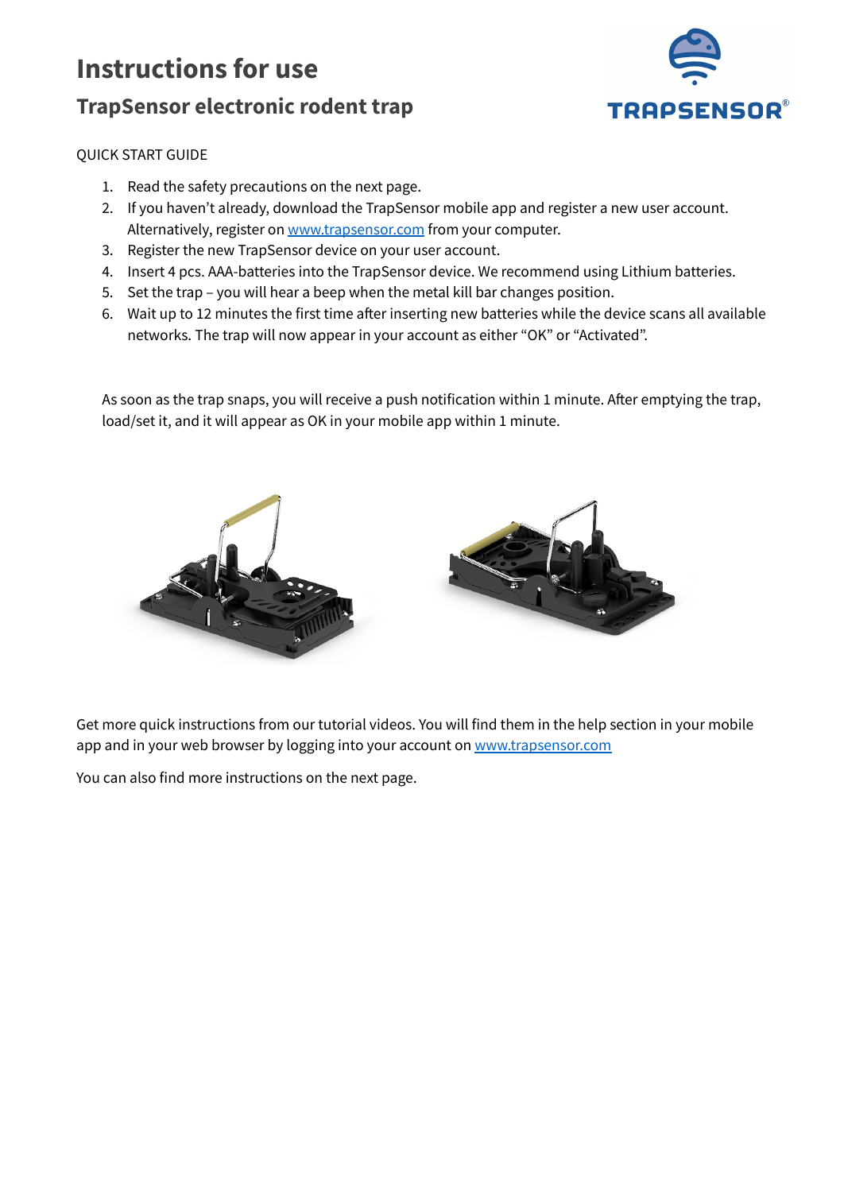# Instructions for use

## TrapSensor electronic rodent trap

QUICK START GUIDE

1. Read the safety precautions on the next page.
2. If you haven't already, download the TrapSensor mobile app and register a new user account. Alternatively, register on [www.trapsensor.com](http://www.trapsensor.com) from your computer.
3. Register the new TrapSensor device on your user account.
4. Insert 4 pcs. AAA-batteries into the TrapSensor device. We recommend using Lithium batteries.
5. Set the trap – you will hear a beep when the metal kill bar changes position.
6. Wait up to 12 minutes the first time after inserting new batteries while the device scans all available networks. The trap will now appear in your account as either "OK" or "Activated".

As soon as the trap snaps, you will receive a push notification within 1 minute. After emptying the trap, load/set it, and it will appear as OK in your mobile app within 1 minute.

Get more quick instructions from our tutorial videos. You will find them in the help section in your mobile app and in your web browser by logging into your account on [www.trapsensor.com](http://www.trapsensor.com)

You can also find more instructions on the next page.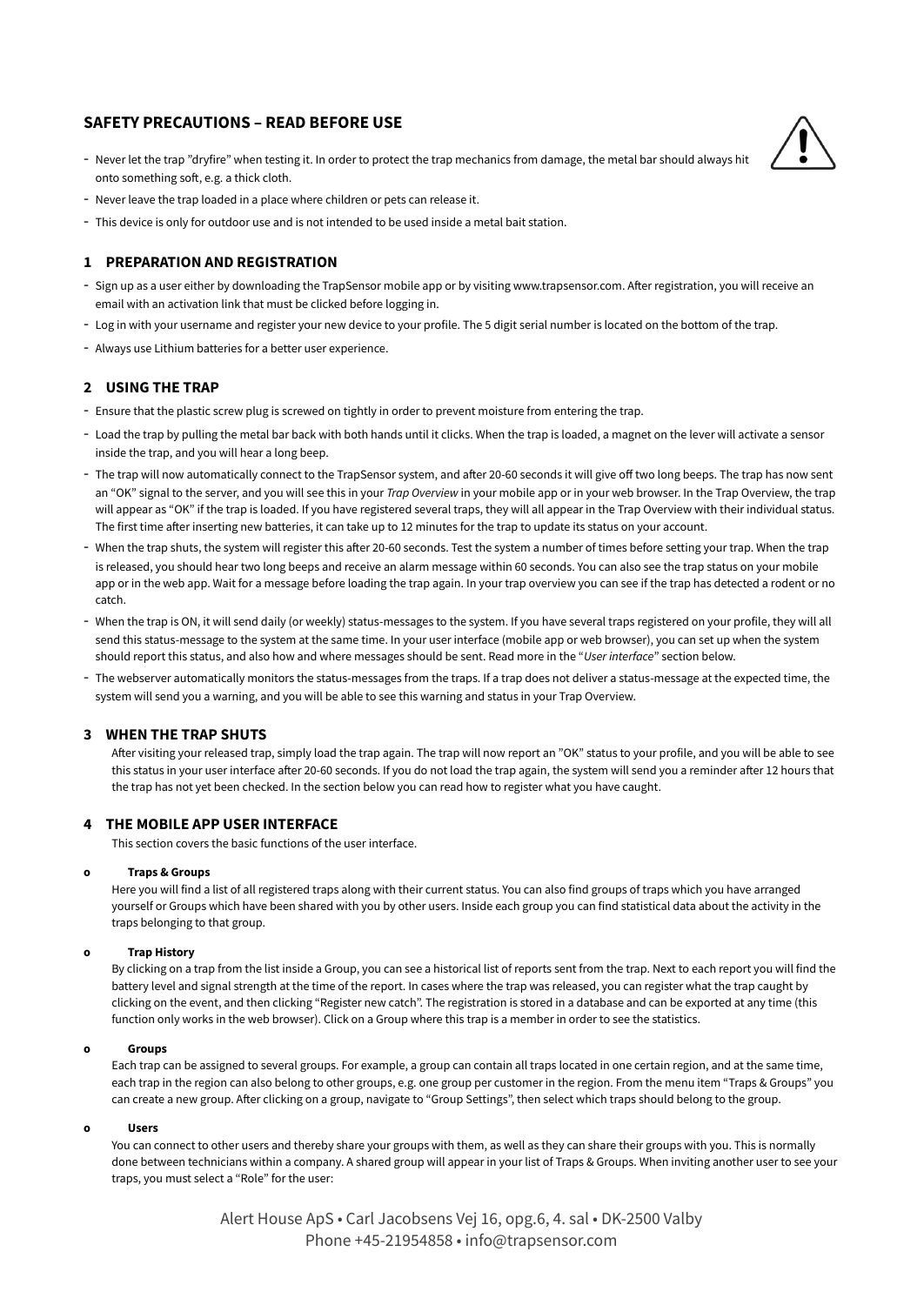## SAFETY PRECAUTIONS – READ BEFORE USE

- Never let the trap "dryfire" when testing it. In order to protect the trap mechanics from damage, the metal bar should always hit onto something soft, e.g. a thick cloth.
- Never leave the trap loaded in a place where children or pets can release it.
- This device is only for outdoor use and is not intended to be used inside a metal bait station.

## 1 PREPARATION AND REGISTRATION

- Sign up as a user either by downloading the TrapSensor mobile app or by visiting www.trapsensor.com. After registration, you will receive an email with an activation link that must be clicked before logging in.
- Log in with your username and register your new device to your profile. The 5 digit serial number is located on the bottom of the trap.
- Always use Lithium batteries for a better user experience.

## 2 USING THE TRAP

- Ensure that the plastic screw plug is screwed on tightly in order to prevent moisture from entering the trap.
- Load the trap by pulling the metal bar back with both hands until it clicks. When the trap is loaded, a magnet on the lever will activate a sensor inside the trap, and you will hear a long beep.
- The trap will now automatically connect to the TrapSensor system, and after 20-60 seconds it will give off two long beeps. The trap has now sent an "OK" signal to the server, and you will see this in your *Trap Overview* in your mobile app or in your web browser. In the Trap Overview, the trap will appear as "OK" if the trap is loaded. If you have registered several traps, they will all appear in the Trap Overview with their individual status. The first time after inserting new batteries, it can take up to 12 minutes for the trap to update its status on your account.
- When the trap shuts, the system will register this after 20-60 seconds. Test the system a number of times before setting your trap. When the trap is released, you should hear two long beeps and receive an alarm message within 60 seconds. You can also see the trap status on your mobile app or in the web app. Wait for a message before loading the trap again. In your trap overview you can see if the trap has detected a rodent or no catch.
- When the trap is ON, it will send daily (or weekly) status-messages to the system. If you have several traps registered on your profile, they will all send this status-message to the system at the same time. In your user interface (mobile app or web browser), you can set up when the system should report this status, and also how and where messages should be sent. Read more in the "*User interface*" section below.
- The webserver automatically monitors the status-messages from the traps. If a trap does not deliver a status-message at the expected time, the system will send you a warning, and you will be able to see this warning and status in your Trap Overview.

## 3 WHEN THE TRAP SHUTS

After visiting your released trap, simply load the trap again. The trap will now report an "OK" status to your profile, and you will be able to see this status in your user interface after 20-60 seconds. If you do not load the trap again, the system will send you a reminder after 12 hours that the trap has not yet been checked. In the section below you can read how to register what you have caught.

## 4 THE MOBILE APP USER INTERFACE

This section covers the basic functions of the user interface.

- **Traps & Groups**

  Here you will find a list of all registered traps along with their current status. You can also find groups of traps which you have arranged yourself or Groups which have been shared with you by other users. Inside each group you can find statistical data about the activity in the traps belonging to that group.

- **Trap History**

  By clicking on a trap from the list inside a Group, you can see a historical list of reports sent from the trap. Next to each report you will find the battery level and signal strength at the time of the report. In cases where the trap was released, you can register what the trap caught by clicking on the event, and then clicking "Register new catch". The registration is stored in a database and can be exported at any time (this function only works in the web browser). Click on a Group where this trap is a member in order to see the statistics.

- **Groups**

  Each trap can be assigned to several groups. For example, a group can contain all traps located in one certain region, and at the same time, each trap in the region can also belong to other groups, e.g. one group per customer in the region. From the menu item "Traps & Groups" you can create a new group. After clicking on a group, navigate to "Group Settings", then select which traps should belong to the group.

- **Users**

  You can connect to other users and thereby share your groups with them, as well as they can share their groups with you. This is normally done between technicians within a company. A shared group will appear in your list of Traps & Groups. When inviting another user to see your traps, you must select a "Role" for the user: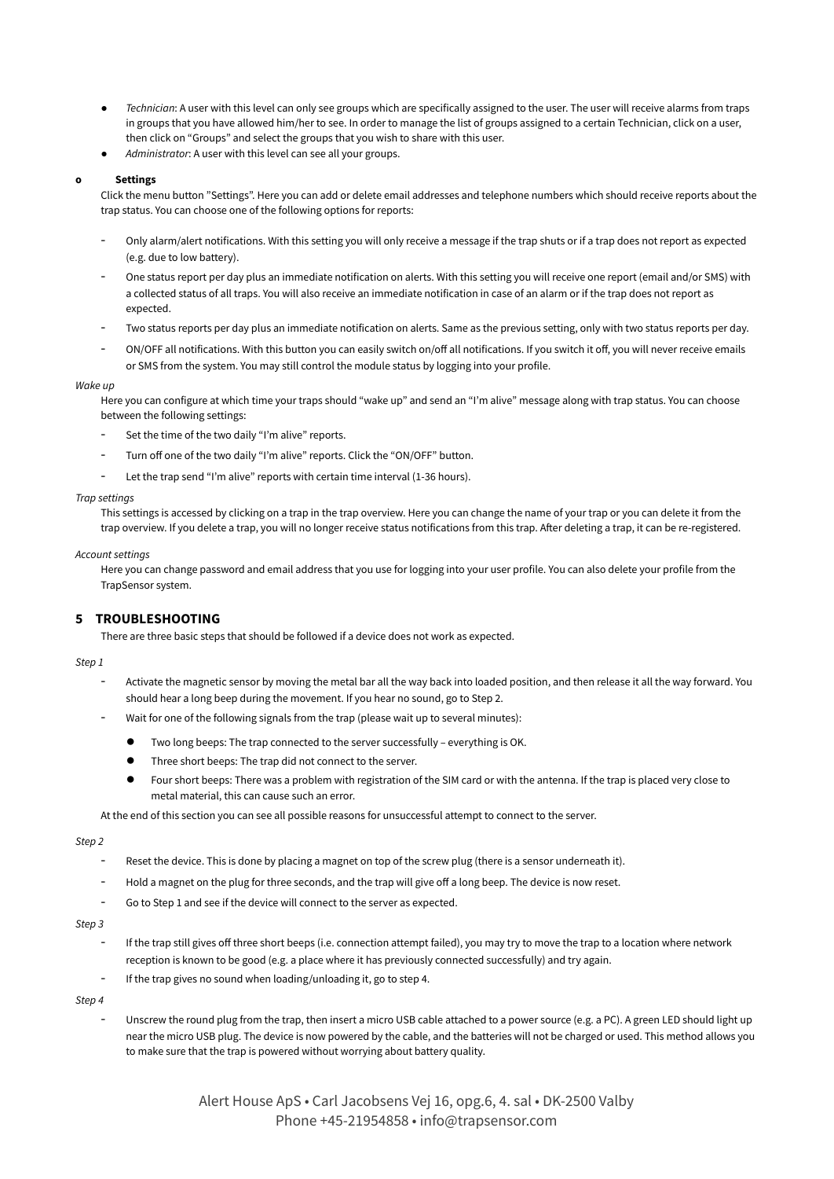- *Technician*: A user with this level can only see groups which are specifically assigned to the user. The user will receive alarms from traps in groups that you have allowed him/her to see. In order to manage the list of groups assigned to a certain Technician, click on a user, then click on "Groups" and select the groups that you wish to share with this user.
- *Administrator*: A user with this level can see all your groups.

**o Settings**

Click the menu button "Settings". Here you can add or delete email addresses and telephone numbers which should receive reports about the trap status. You can choose one of the following options for reports:

- Only alarm/alert notifications. With this setting you will only receive a message if the trap shuts or if a trap does not report as expected (e.g. due to low battery).
- One status report per day plus an immediate notification on alerts. With this setting you will receive one report (email and/or SMS) with a collected status of all traps. You will also receive an immediate notification in case of an alarm or if the trap does not report as expected.
- Two status reports per day plus an immediate notification on alerts. Same as the previous setting, only with two status reports per day.
- ON/OFF all notifications. With this button you can easily switch on/off all notifications. If you switch it off, you will never receive emails or SMS from the system. You may still control the module status by logging into your profile.

*Wake up*

Here you can configure at which time your traps should "wake up" and send an "I'm alive" message along with trap status. You can choose between the following settings:

- Set the time of the two daily "I'm alive" reports.
- Turn off one of the two daily "I'm alive" reports. Click the "ON/OFF" button.
- Let the trap send "I'm alive" reports with certain time interval (1-36 hours).

*Trap settings*

This settings is accessed by clicking on a trap in the trap overview. Here you can change the name of your trap or you can delete it from the trap overview. If you delete a trap, you will no longer receive status notifications from this trap. After deleting a trap, it can be re-registered.

*Account settings*

Here you can change password and email address that you use for logging into your user profile. You can also delete your profile from the TrapSensor system.

## 5 TROUBLESHOOTING

There are three basic steps that should be followed if a device does not work as expected.

*Step 1*

- Activate the magnetic sensor by moving the metal bar all the way back into loaded position, and then release it all the way forward. You should hear a long beep during the movement. If you hear no sound, go to Step 2.
- Wait for one of the following signals from the trap (please wait up to several minutes):
  - Two long beeps: The trap connected to the server successfully – everything is OK.
  - Three short beeps: The trap did not connect to the server.
  - Four short beeps: There was a problem with registration of the SIM card or with the antenna. If the trap is placed very close to metal material, this can cause such an error.

At the end of this section you can see all possible reasons for unsuccessful attempt to connect to the server.

*Step 2*

- Reset the device. This is done by placing a magnet on top of the screw plug (there is a sensor underneath it).
- Hold a magnet on the plug for three seconds, and the trap will give off a long beep. The device is now reset.
- Go to Step 1 and see if the device will connect to the server as expected.

*Step 3*

- If the trap still gives off three short beeps (i.e. connection attempt failed), you may try to move the trap to a location where network reception is known to be good (e.g. a place where it has previously connected successfully) and try again.
- If the trap gives no sound when loading/unloading it, go to step 4.

*Step 4*

- Unscrew the round plug from the trap, then insert a micro USB cable attached to a power source (e.g. a PC). A green LED should light up near the micro USB plug. The device is now powered by the cable, and the batteries will not be charged or used. This method allows you to make sure that the trap is powered without worrying about battery quality.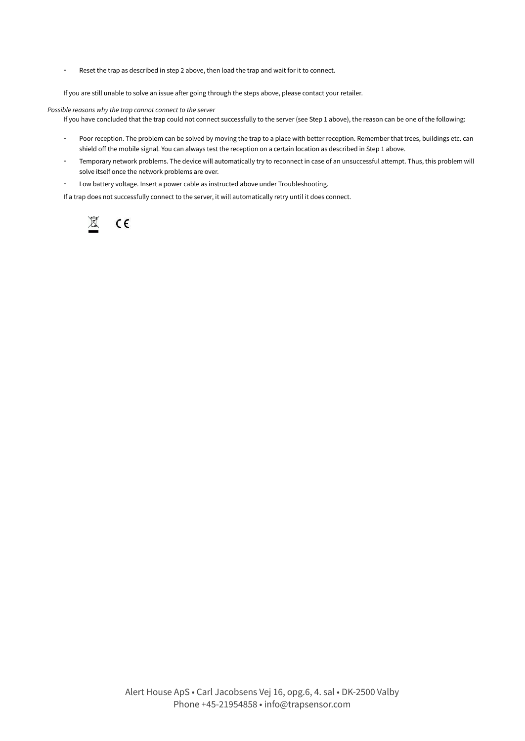- Reset the trap as described in step 2 above, then load the trap and wait for it to connect.

If you are still unable to solve an issue after going through the steps above, please contact your retailer.

*Possible reasons why the trap cannot connect to the server*

If you have concluded that the trap could not connect successfully to the server (see Step 1 above), the reason can be one of the following:

- Poor reception. The problem can be solved by moving the trap to a place with better reception. Remember that trees, buildings etc. can shield off the mobile signal. You can always test the reception on a certain location as described in Step 1 above.
- Temporary network problems. The device will automatically try to reconnect in case of an unsuccessful attempt. Thus, this problem will solve itself once the network problems are over.
- Low battery voltage. Insert a power cable as instructed above under Troubleshooting.

If a trap does not successfully connect to the server, it will automatically retry until it does connect.

CE

Alert House ApS • Carl Jacobsens Vej 16, opg.6, 4. sal • DK-2500 Valby
Phone +45-21954858 • info@trapsensor.com